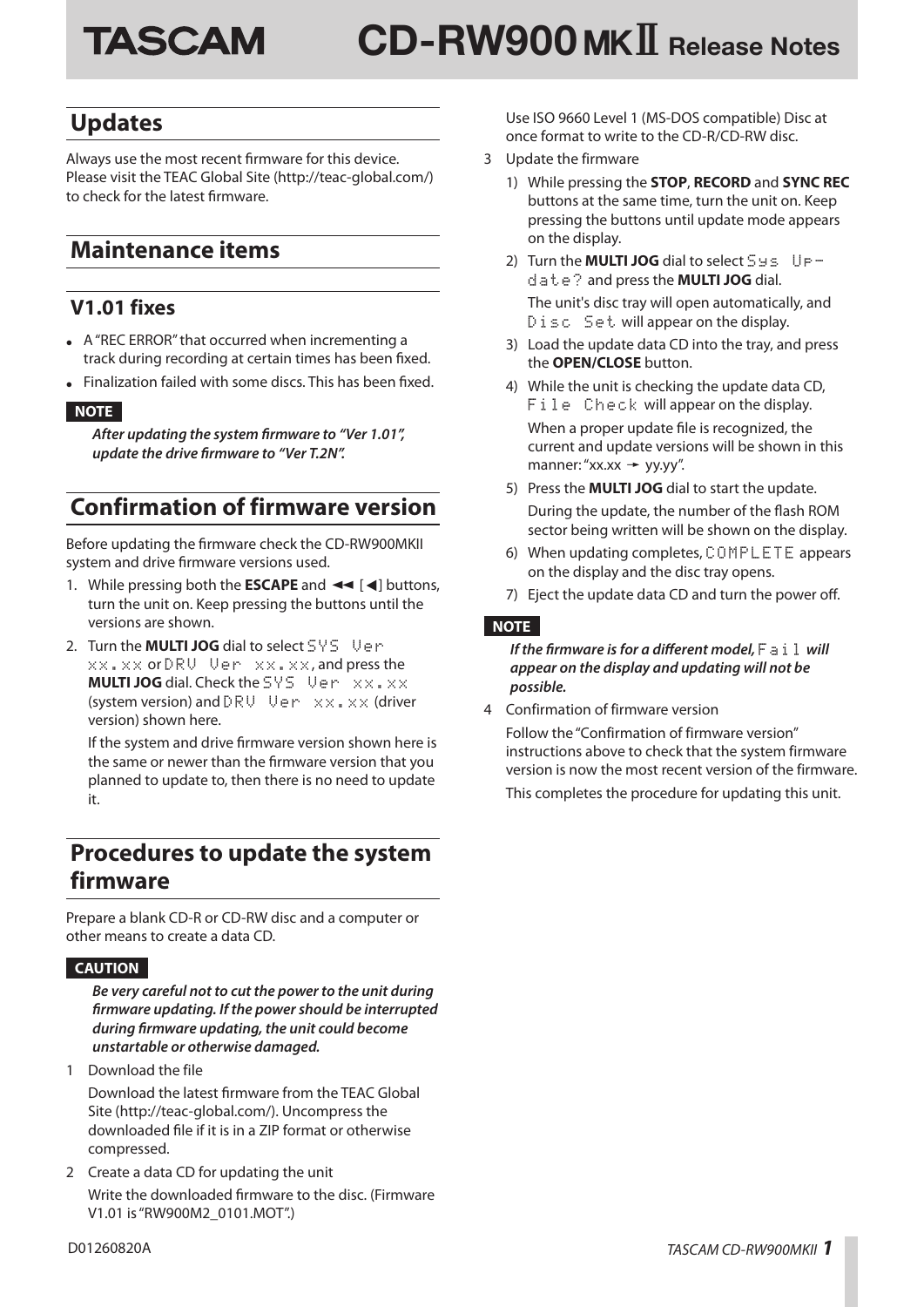# TASCAM CD-RW900 MKⅡ Release Notes

## Updates

Always use the most recent firmware for this device. Please visit the TEAC Global Site (http://teac-global.com/) to check for the latest firmware.

## Maintenance items

### V1.01 fixes

- A "REC ERROR" that occurred when incrementing a track during recording at certain times has been fixed.
- Finalization failed with some discs. This has been fixed.

**NOTE**

***After updating the system firmware to "Ver 1.01", update the drive firmware to "Ver T.2N".***

## Confirmation of firmware version

Before updating the firmware check the CD-RW900MKII system and drive firmware versions used.

1. While pressing both the **ESCAPE** and ◄◄ [◄] buttons, turn the unit on. Keep pressing the buttons until the versions are shown.
2. Turn the **MULTI JOG** dial to select `SYS Ver xx.xx` or `DRV Ver xx.xx`, and press the **MULTI JOG** dial. Check the `SYS Ver xx.xx` (system version) and `DRV Ver xx.xx` (driver version) shown here.

   If the system and drive firmware version shown here is the same or newer than the firmware version that you planned to update to, then there is no need to update it.

## Procedures to update the system firmware

Prepare a blank CD-R or CD-RW disc and a computer or other means to create a data CD.

**CAUTION**

***Be very careful not to cut the power to the unit during firmware updating. If the power should be interrupted during firmware updating, the unit could become unstartable or otherwise damaged.***

1 Download the file

Download the latest firmware from the TEAC Global Site (http://teac-global.com/). Uncompress the downloaded file if it is in a ZIP format or otherwise compressed.

2 Create a data CD for updating the unit

Write the downloaded firmware to the disc. (Firmware V1.01 is "RW900M2_0101.MOT".)

Use ISO 9660 Level 1 (MS-DOS compatible) Disc at once format to write to the CD-R/CD-RW disc.

3 Update the firmware

1) While pressing the **STOP**, **RECORD** and **SYNC REC** buttons at the same time, turn the unit on. Keep pressing the buttons until update mode appears on the display.
2) Turn the **MULTI JOG** dial to select `Sys Update?` and press the **MULTI JOG** dial.

   The unit's disc tray will open automatically, and `Disc Set` will appear on the display.
3) Load the update data CD into the tray, and press the **OPEN/CLOSE** button.
4) While the unit is checking the update data CD, `File Check` will appear on the display.

   When a proper update file is recognized, the current and update versions will be shown in this manner: "xx.xx → yy.yy".
5) Press the **MULTI JOG** dial to start the update.

   During the update, the number of the flash ROM sector being written will be shown on the display.
6) When updating completes, `COMPLETE` appears on the display and the disc tray opens.
7) Eject the update data CD and turn the power off.

**NOTE**

***If the firmware is for a different model,*** `Fail` ***will appear on the display and updating will not be possible.***

4 Confirmation of firmware version

Follow the "Confirmation of firmware version" instructions above to check that the system firmware version is now the most recent version of the firmware.

This completes the procedure for updating this unit.

D01260820A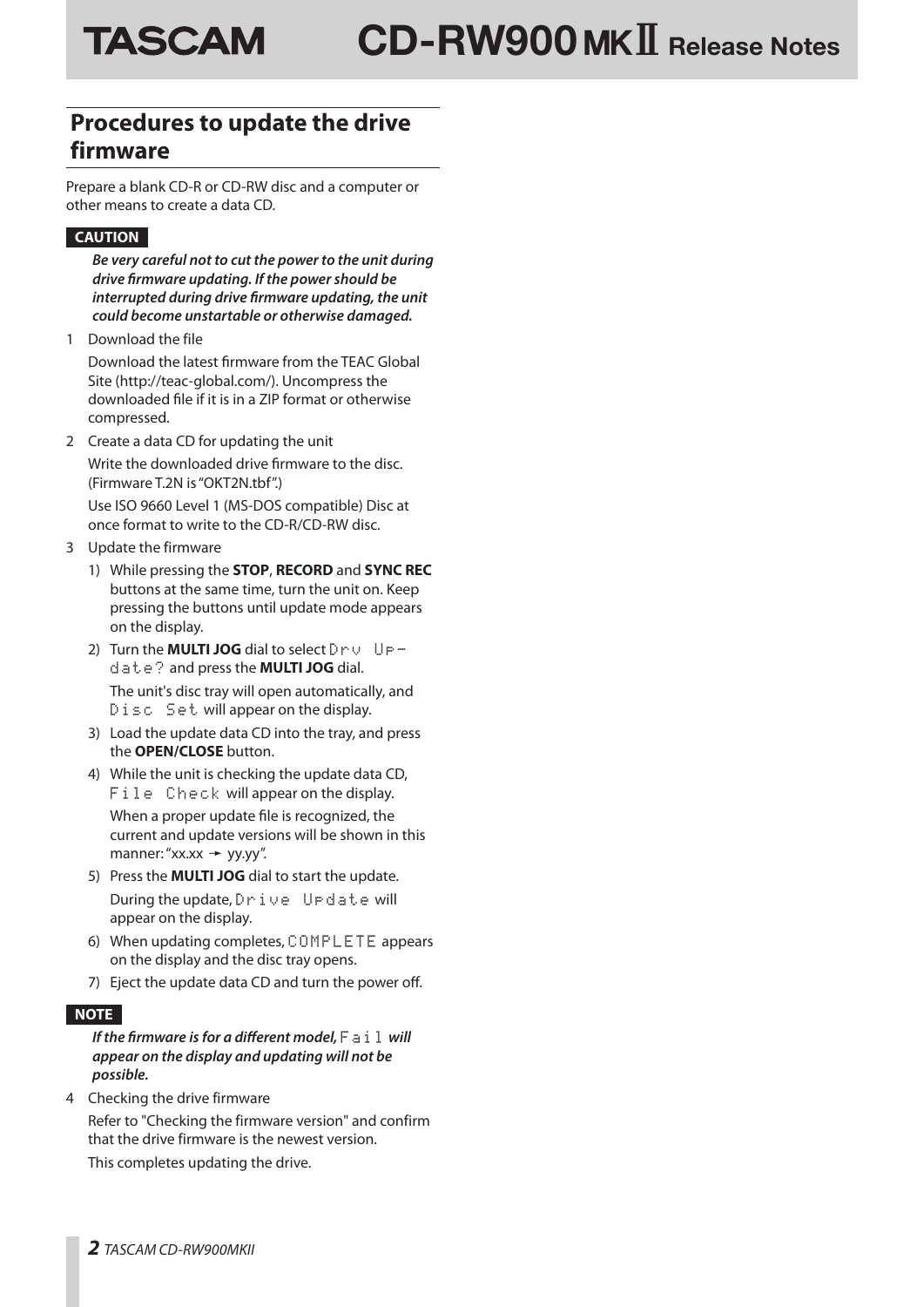## Procedures to update the drive firmware

Prepare a blank CD-R or CD-RW disc and a computer or other means to create a data CD.

**CAUTION**

***Be very careful not to cut the power to the unit during drive firmware updating. If the power should be interrupted during drive firmware updating, the unit could become unstartable or otherwise damaged.***

1 Download the file

Download the latest firmware from the TEAC Global Site (http://teac-global.com/). Uncompress the downloaded file if it is in a ZIP format or otherwise compressed.

2 Create a data CD for updating the unit

Write the downloaded drive firmware to the disc. (Firmware T.2N is "OKT2N.tbf".)

Use ISO 9660 Level 1 (MS-DOS compatible) Disc at once format to write to the CD-R/CD-RW disc.

3 Update the firmware

1) While pressing the **STOP**, **RECORD** and **SYNC REC** buttons at the same time, turn the unit on. Keep pressing the buttons until update mode appears on the display.

2) Turn the **MULTI JOG** dial to select Drv Update? and press the **MULTI JOG** dial.

   The unit's disc tray will open automatically, and Disc Set will appear on the display.

3) Load the update data CD into the tray, and press the **OPEN/CLOSE** button.

4) While the unit is checking the update data CD, File Check will appear on the display.

   When a proper update file is recognized, the current and update versions will be shown in this manner: "xx.xx → yy.yy".

5) Press the **MULTI JOG** dial to start the update.

   During the update, Drive Update will appear on the display.

6) When updating completes, COMPLETE appears on the display and the disc tray opens.

7) Eject the update data CD and turn the power off.

**NOTE**

***If the firmware is for a different model,*** Fail ***will appear on the display and updating will not be possible.***

4 Checking the drive firmware

Refer to "Checking the firmware version" and confirm that the drive firmware is the newest version.

This completes updating the drive.